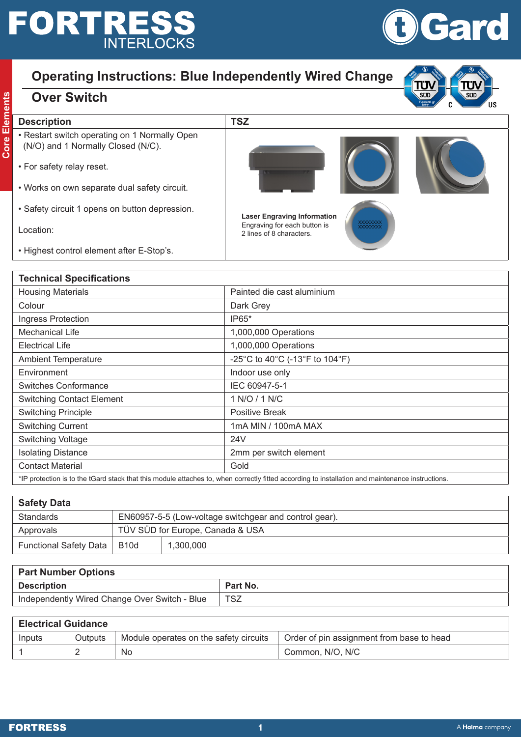# Operating Instructions: Blue Independently Wired Change Over Switch

| Description | TSZ |
| --- | --- |
| • Restart switch operating on 1 Normally Open (N/O) and 1 Normally Closed (N/C).<br><br>• For safety relay reset.<br><br>• Works on own separate dual safety circuit.<br><br>• Safety circuit 1 opens on button depression.<br><br>Location:<br><br>• Highest control element after E-Stop's. | **Laser Engraving Information**<br>Engraving for each button is 2 lines of 8 characters. |

| Technical Specifications | |
| --- | --- |
| Housing Materials | Painted die cast aluminium |
| Colour | Dark Grey |
| Ingress Protection | IP65* |
| Mechanical Life | 1,000,000 Operations |
| Electrical Life | 1,000,000 Operations |
| Ambient Temperature | -25°C to 40°C (-13°F to 104°F) |
| Environment | Indoor use only |
| Switches Conformance | IEC 60947-5-1 |
| Switching Contact Element | 1 N/O / 1 N/C |
| Switching Principle | Positive Break |
| Switching Current | 1mA MIN / 100mA MAX |
| Switching Voltage | 24V |
| Isolating Distance | 2mm per switch element |
| Contact Material | Gold |

*IP protection is to the tGard stack that this module attaches to, when correctly fitted according to installation and maintenance instructions.

| Safety Data | | |
| --- | --- | --- |
| Standards | EN60957-5-5 (Low-voltage switchgear and control gear). | |
| Approvals | TÜV SÜD for Europe, Canada & USA | |
| Functional Safety Data | B10d | 1,300,000 |

| Part Number Options | |
| --- | --- |
| **Description** | **Part No.** |
| Independently Wired Change Over Switch - Blue | TSZ |

| Electrical Guidance | | | |
| --- | --- | --- | --- |
| Inputs | Outputs | Module operates on the safety circuits | Order of pin assignment from base to head |
| 1 | 2 | No | Common, N/O, N/C |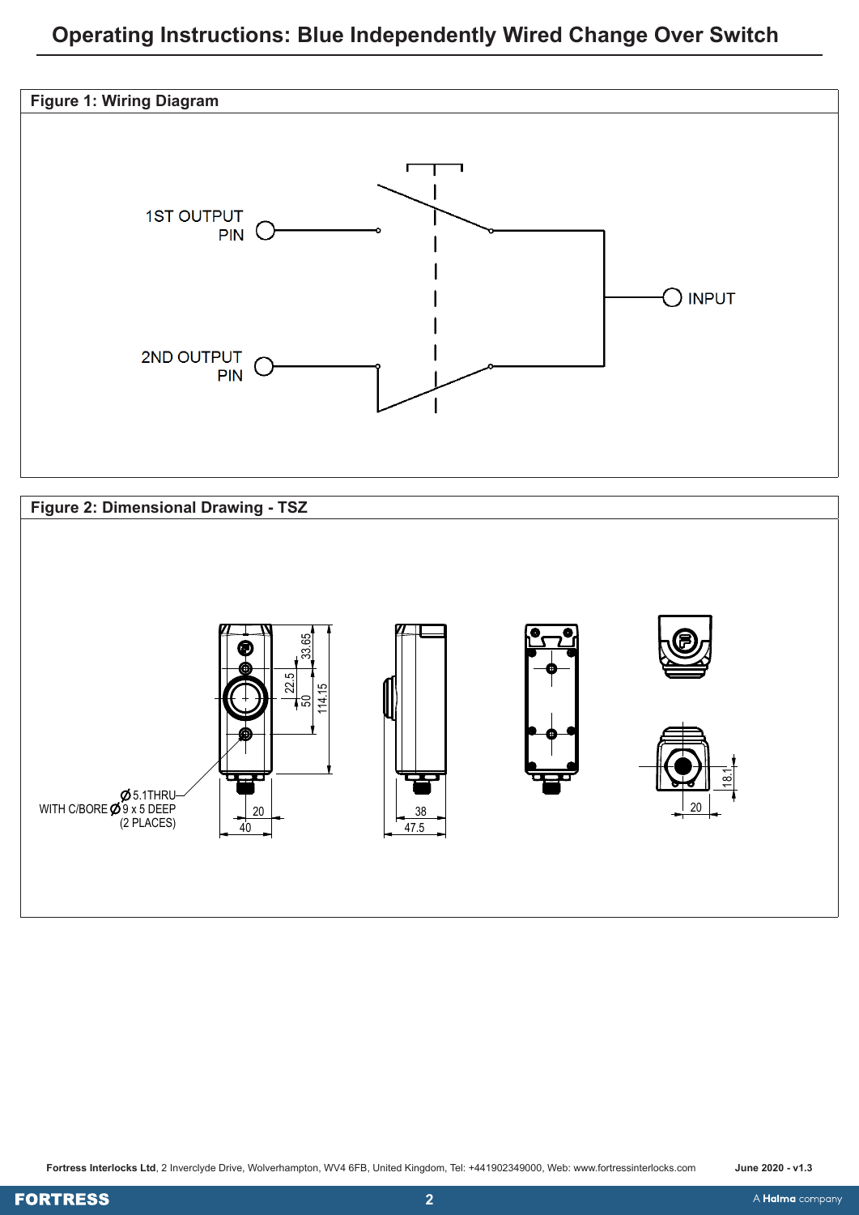# Operating Instructions: Blue Independently Wired Change Over Switch

## Figure 1: Wiring Diagram

1ST OUTPUT PIN

2ND OUTPUT PIN

INPUT

## Figure 2: Dimensional Drawing - TSZ

33.65

22.5

50

114.15

Ø5.1THRU
WITH C/BORE Ø9 x 5 DEEP
(2 PLACES)

20

40

38

47.5

18.1

20

**Fortress Interlocks Ltd**, 2 Inverclyde Drive, Wolverhampton, WV4 6FB, United Kingdom, Tel: +441902349000, Web: www.fortressinterlocks.com

**June 2020 - v1.3**